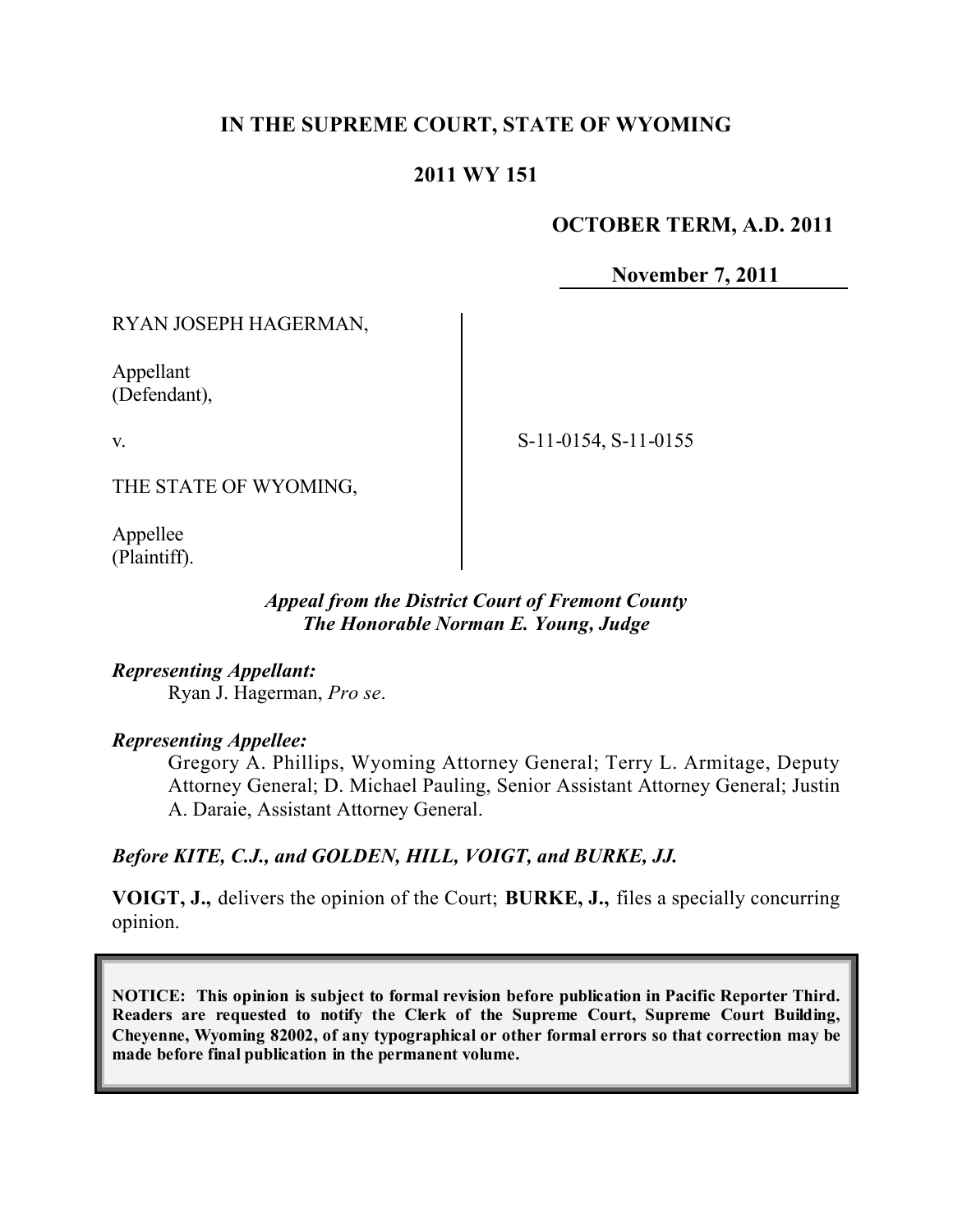**IN THE SUPREME COURT, STATE OF WYOMING**

**2011 WY 151**

**OCTOBER TERM, A.D. 2011**

**November 7, 2011**

RYAN JOSEPH HAGERMAN,

Appellant
(Defendant),

v.

THE STATE OF WYOMING,

Appellee
(Plaintiff).

S-11-0154, S-11-0155

***Appeal from the District Court of Fremont County***
***The Honorable Norman E. Young, Judge***

***Representing Appellant:***
Ryan J. Hagerman, *Pro se*.

***Representing Appellee:***
Gregory A. Phillips, Wyoming Attorney General; Terry L. Armitage, Deputy Attorney General; D. Michael Pauling, Senior Assistant Attorney General; Justin A. Daraie, Assistant Attorney General.

***Before KITE, C.J., and GOLDEN, HILL, VOIGT, and BURKE, JJ.***

**VOIGT, J.,** delivers the opinion of the Court; **BURKE, J.,** files a specially concurring opinion.

**NOTICE: This opinion is subject to formal revision before publication in Pacific Reporter Third. Readers are requested to notify the Clerk of the Supreme Court, Supreme Court Building, Cheyenne, Wyoming 82002, of any typographical or other formal errors so that correction may be made before final publication in the permanent volume.**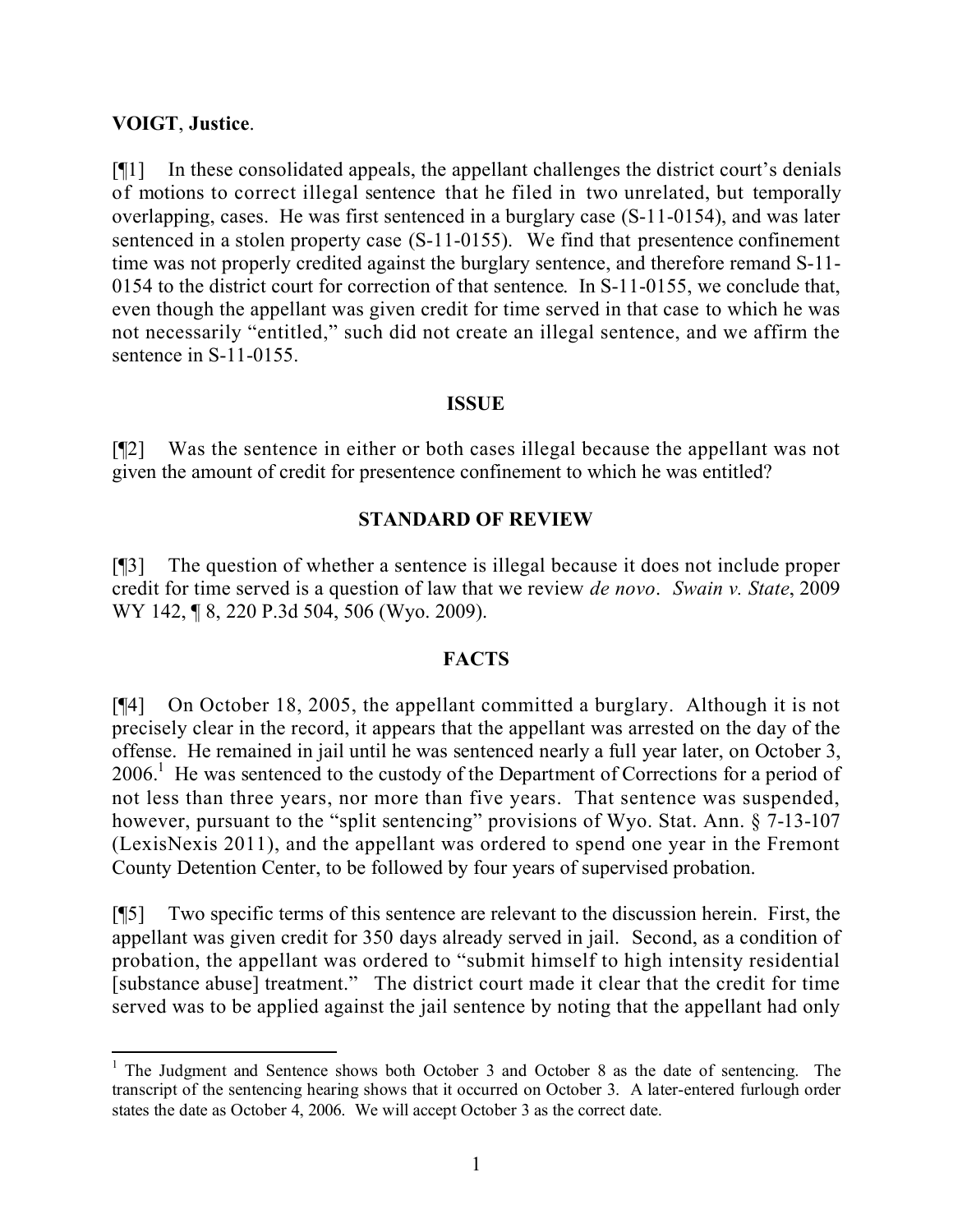**VOIGT**, **Justice**.

[¶1] In these consolidated appeals, the appellant challenges the district court's denials of motions to correct illegal sentence that he filed in two unrelated, but temporally overlapping, cases. He was first sentenced in a burglary case (S-11-0154), and was later sentenced in a stolen property case (S-11-0155). We find that presentence confinement time was not properly credited against the burglary sentence, and therefore remand S-11-0154 to the district court for correction of that sentence. In S-11-0155, we conclude that, even though the appellant was given credit for time served in that case to which he was not necessarily "entitled," such did not create an illegal sentence, and we affirm the sentence in S-11-0155.

**ISSUE**

[¶2] Was the sentence in either or both cases illegal because the appellant was not given the amount of credit for presentence confinement to which he was entitled?

**STANDARD OF REVIEW**

[¶3] The question of whether a sentence is illegal because it does not include proper credit for time served is a question of law that we review *de novo*. *Swain v. State*, 2009 WY 142, ¶ 8, 220 P.3d 504, 506 (Wyo. 2009).

**FACTS**

[¶4] On October 18, 2005, the appellant committed a burglary. Although it is not precisely clear in the record, it appears that the appellant was arrested on the day of the offense. He remained in jail until he was sentenced nearly a full year later, on October 3, 2006.[1] He was sentenced to the custody of the Department of Corrections for a period of not less than three years, nor more than five years. That sentence was suspended, however, pursuant to the "split sentencing" provisions of Wyo. Stat. Ann. § 7-13-107 (LexisNexis 2011), and the appellant was ordered to spend one year in the Fremont County Detention Center, to be followed by four years of supervised probation.

[¶5] Two specific terms of this sentence are relevant to the discussion herein. First, the appellant was given credit for 350 days already served in jail. Second, as a condition of probation, the appellant was ordered to "submit himself to high intensity residential [substance abuse] treatment." The district court made it clear that the credit for time served was to be applied against the jail sentence by noting that the appellant had only

[1] The Judgment and Sentence shows both October 3 and October 8 as the date of sentencing. The transcript of the sentencing hearing shows that it occurred on October 3. A later-entered furlough order states the date as October 4, 2006. We will accept October 3 as the correct date.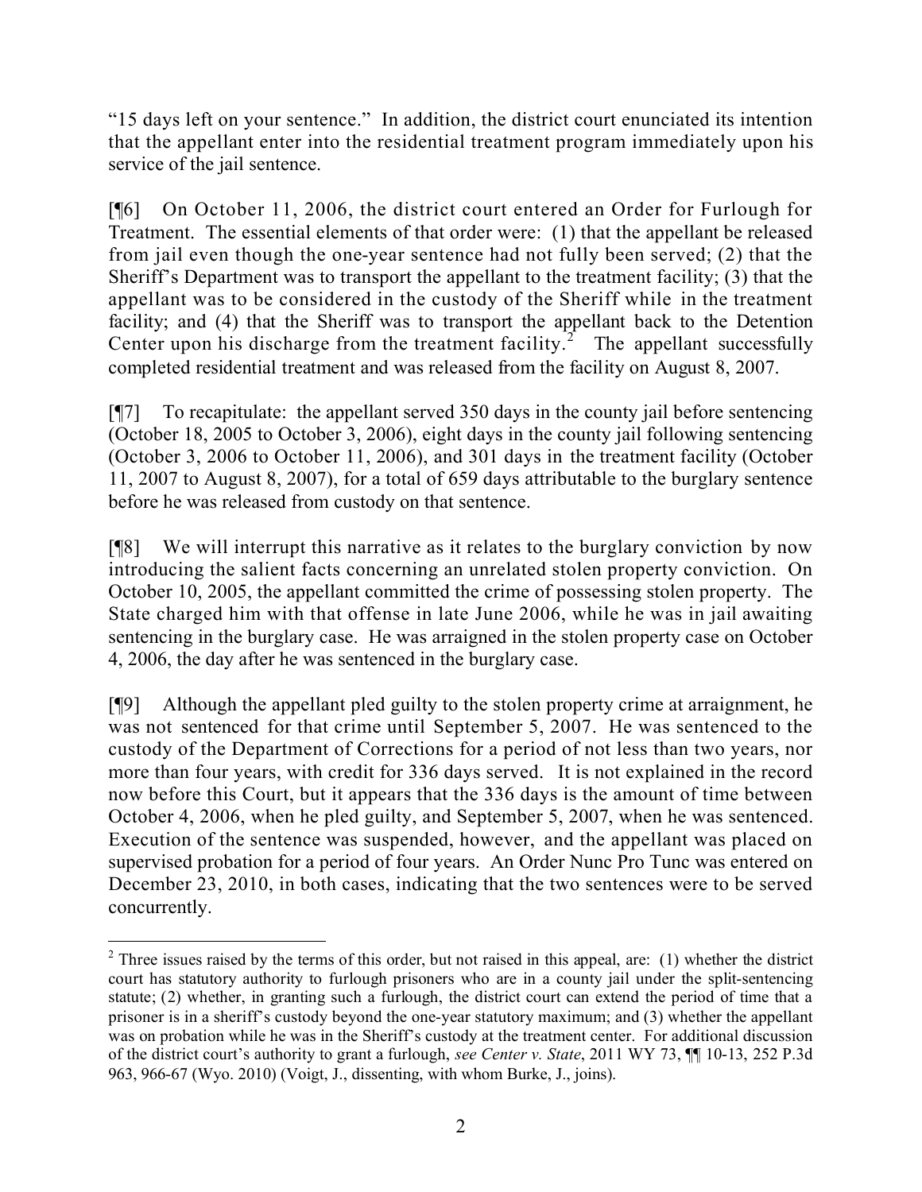"15 days left on your sentence." In addition, the district court enunciated its intention that the appellant enter into the residential treatment program immediately upon his service of the jail sentence.

[¶6] On October 11, 2006, the district court entered an Order for Furlough for Treatment. The essential elements of that order were: (1) that the appellant be released from jail even though the one-year sentence had not fully been served; (2) that the Sheriff's Department was to transport the appellant to the treatment facility; (3) that the appellant was to be considered in the custody of the Sheriff while in the treatment facility; and (4) that the Sheriff was to transport the appellant back to the Detention Center upon his discharge from the treatment facility.[2] The appellant successfully completed residential treatment and was released from the facility on August 8, 2007.

[¶7] To recapitulate: the appellant served 350 days in the county jail before sentencing (October 18, 2005 to October 3, 2006), eight days in the county jail following sentencing (October 3, 2006 to October 11, 2006), and 301 days in the treatment facility (October 11, 2007 to August 8, 2007), for a total of 659 days attributable to the burglary sentence before he was released from custody on that sentence.

[¶8] We will interrupt this narrative as it relates to the burglary conviction by now introducing the salient facts concerning an unrelated stolen property conviction. On October 10, 2005, the appellant committed the crime of possessing stolen property. The State charged him with that offense in late June 2006, while he was in jail awaiting sentencing in the burglary case. He was arraigned in the stolen property case on October 4, 2006, the day after he was sentenced in the burglary case.

[¶9] Although the appellant pled guilty to the stolen property crime at arraignment, he was not sentenced for that crime until September 5, 2007. He was sentenced to the custody of the Department of Corrections for a period of not less than two years, nor more than four years, with credit for 336 days served. It is not explained in the record now before this Court, but it appears that the 336 days is the amount of time between October 4, 2006, when he pled guilty, and September 5, 2007, when he was sentenced. Execution of the sentence was suspended, however, and the appellant was placed on supervised probation for a period of four years. An Order Nunc Pro Tunc was entered on December 23, 2010, in both cases, indicating that the two sentences were to be served concurrently.

---

[2] Three issues raised by the terms of this order, but not raised in this appeal, are: (1) whether the district court has statutory authority to furlough prisoners who are in a county jail under the split-sentencing statute; (2) whether, in granting such a furlough, the district court can extend the period of time that a prisoner is in a sheriff's custody beyond the one-year statutory maximum; and (3) whether the appellant was on probation while he was in the Sheriff's custody at the treatment center. For additional discussion of the district court's authority to grant a furlough, *see Center v. State*, 2011 WY 73, ¶¶ 10-13, 252 P.3d 963, 966-67 (Wyo. 2010) (Voigt, J., dissenting, with whom Burke, J., joins).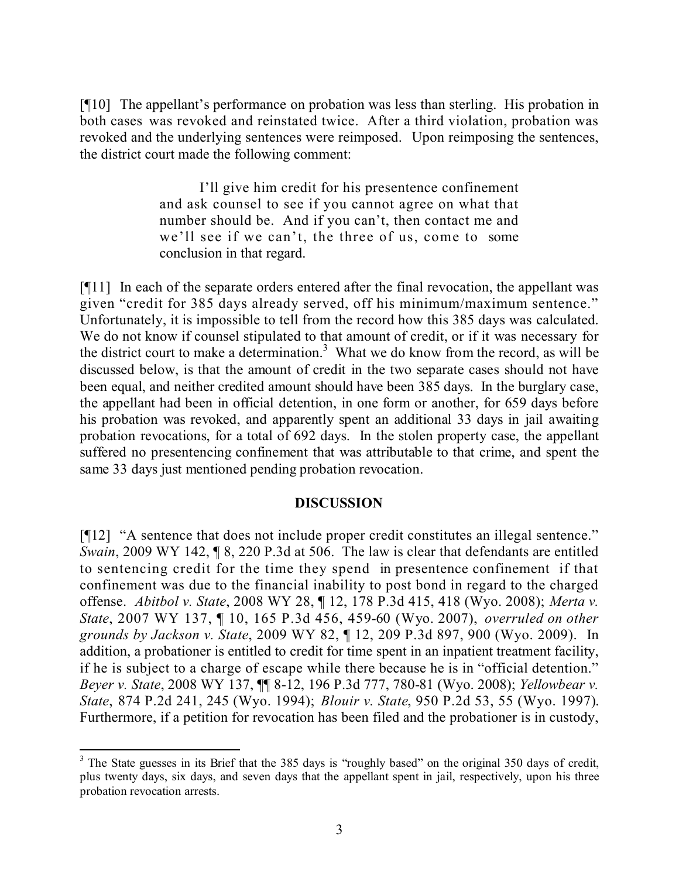[¶10] The appellant's performance on probation was less than sterling. His probation in both cases was revoked and reinstated twice. After a third violation, probation was revoked and the underlying sentences were reimposed. Upon reimposing the sentences, the district court made the following comment:

> I'll give him credit for his presentence confinement and ask counsel to see if you cannot agree on what that number should be. And if you can't, then contact me and we'll see if we can't, the three of us, come to some conclusion in that regard.

[¶11] In each of the separate orders entered after the final revocation, the appellant was given "credit for 385 days already served, off his minimum/maximum sentence." Unfortunately, it is impossible to tell from the record how this 385 days was calculated. We do not know if counsel stipulated to that amount of credit, or if it was necessary for the district court to make a determination.[3] What we do know from the record, as will be discussed below, is that the amount of credit in the two separate cases should not have been equal, and neither credited amount should have been 385 days. In the burglary case, the appellant had been in official detention, in one form or another, for 659 days before his probation was revoked, and apparently spent an additional 33 days in jail awaiting probation revocations, for a total of 692 days. In the stolen property case, the appellant suffered no presentencing confinement that was attributable to that crime, and spent the same 33 days just mentioned pending probation revocation.

## DISCUSSION

[¶12] "A sentence that does not include proper credit constitutes an illegal sentence." *Swain*, 2009 WY 142, ¶ 8, 220 P.3d at 506. The law is clear that defendants are entitled to sentencing credit for the time they spend in presentence confinement if that confinement was due to the financial inability to post bond in regard to the charged offense. *Abitbol v. State*, 2008 WY 28, ¶ 12, 178 P.3d 415, 418 (Wyo. 2008); *Merta v. State*, 2007 WY 137, ¶ 10, 165 P.3d 456, 459-60 (Wyo. 2007), *overruled on other grounds by Jackson v. State*, 2009 WY 82, ¶ 12, 209 P.3d 897, 900 (Wyo. 2009). In addition, a probationer is entitled to credit for time spent in an inpatient treatment facility, if he is subject to a charge of escape while there because he is in "official detention." *Beyer v. State*, 2008 WY 137, ¶¶ 8-12, 196 P.3d 777, 780-81 (Wyo. 2008); *Yellowbear v. State*, 874 P.2d 241, 245 (Wyo. 1994); *Blouir v. State*, 950 P.2d 53, 55 (Wyo. 1997). Furthermore, if a petition for revocation has been filed and the probationer is in custody,

---

[3] The State guesses in its Brief that the 385 days is "roughly based" on the original 350 days of credit, plus twenty days, six days, and seven days that the appellant spent in jail, respectively, upon his three probation revocation arrests.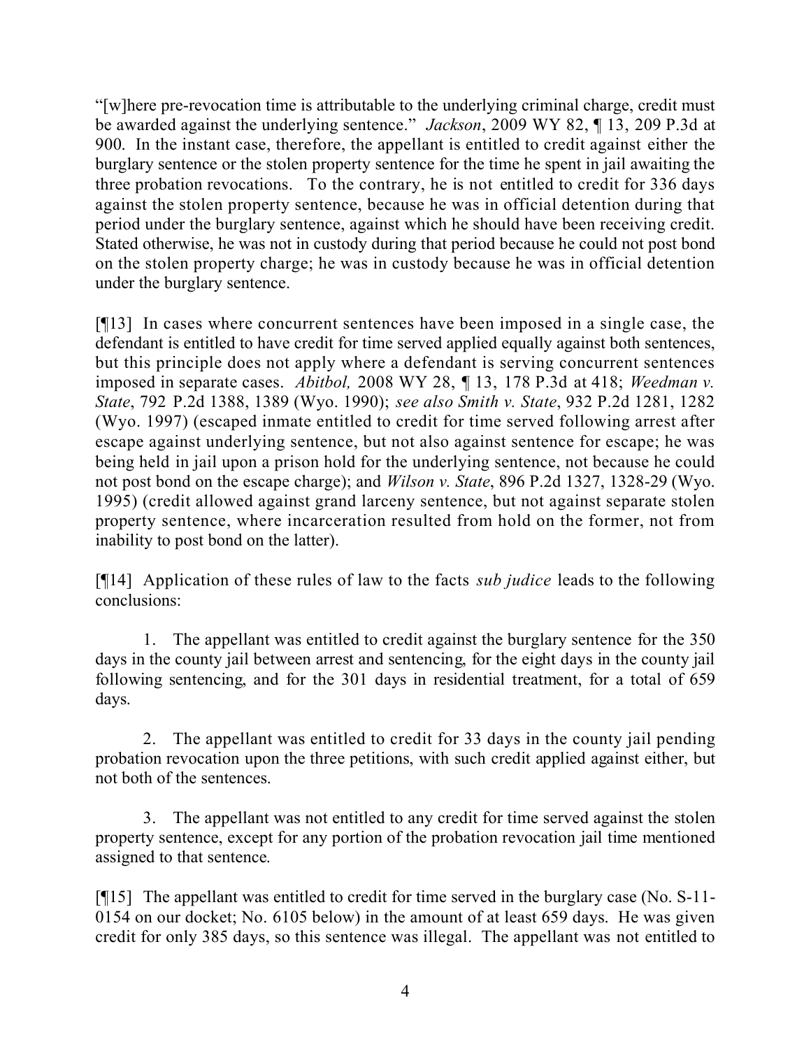"[w]here pre-revocation time is attributable to the underlying criminal charge, credit must be awarded against the underlying sentence." *Jackson*, 2009 WY 82, ¶ 13, 209 P.3d at 900. In the instant case, therefore, the appellant is entitled to credit against either the burglary sentence or the stolen property sentence for the time he spent in jail awaiting the three probation revocations. To the contrary, he is not entitled to credit for 336 days against the stolen property sentence, because he was in official detention during that period under the burglary sentence, against which he should have been receiving credit. Stated otherwise, he was not in custody during that period because he could not post bond on the stolen property charge; he was in custody because he was in official detention under the burglary sentence.

[¶13] In cases where concurrent sentences have been imposed in a single case, the defendant is entitled to have credit for time served applied equally against both sentences, but this principle does not apply where a defendant is serving concurrent sentences imposed in separate cases. *Abitbol,* 2008 WY 28, ¶ 13, 178 P.3d at 418; *Weedman v. State*, 792 P.2d 1388, 1389 (Wyo. 1990); *see also Smith v. State*, 932 P.2d 1281, 1282 (Wyo. 1997) (escaped inmate entitled to credit for time served following arrest after escape against underlying sentence, but not also against sentence for escape; he was being held in jail upon a prison hold for the underlying sentence, not because he could not post bond on the escape charge); and *Wilson v. State*, 896 P.2d 1327, 1328-29 (Wyo. 1995) (credit allowed against grand larceny sentence, but not against separate stolen property sentence, where incarceration resulted from hold on the former, not from inability to post bond on the latter).

[¶14] Application of these rules of law to the facts *sub judice* leads to the following conclusions:

1. The appellant was entitled to credit against the burglary sentence for the 350 days in the county jail between arrest and sentencing, for the eight days in the county jail following sentencing, and for the 301 days in residential treatment, for a total of 659 days.

2. The appellant was entitled to credit for 33 days in the county jail pending probation revocation upon the three petitions, with such credit applied against either, but not both of the sentences.

3. The appellant was not entitled to any credit for time served against the stolen property sentence, except for any portion of the probation revocation jail time mentioned assigned to that sentence.

[¶15] The appellant was entitled to credit for time served in the burglary case (No. S-11-0154 on our docket; No. 6105 below) in the amount of at least 659 days. He was given credit for only 385 days, so this sentence was illegal. The appellant was not entitled to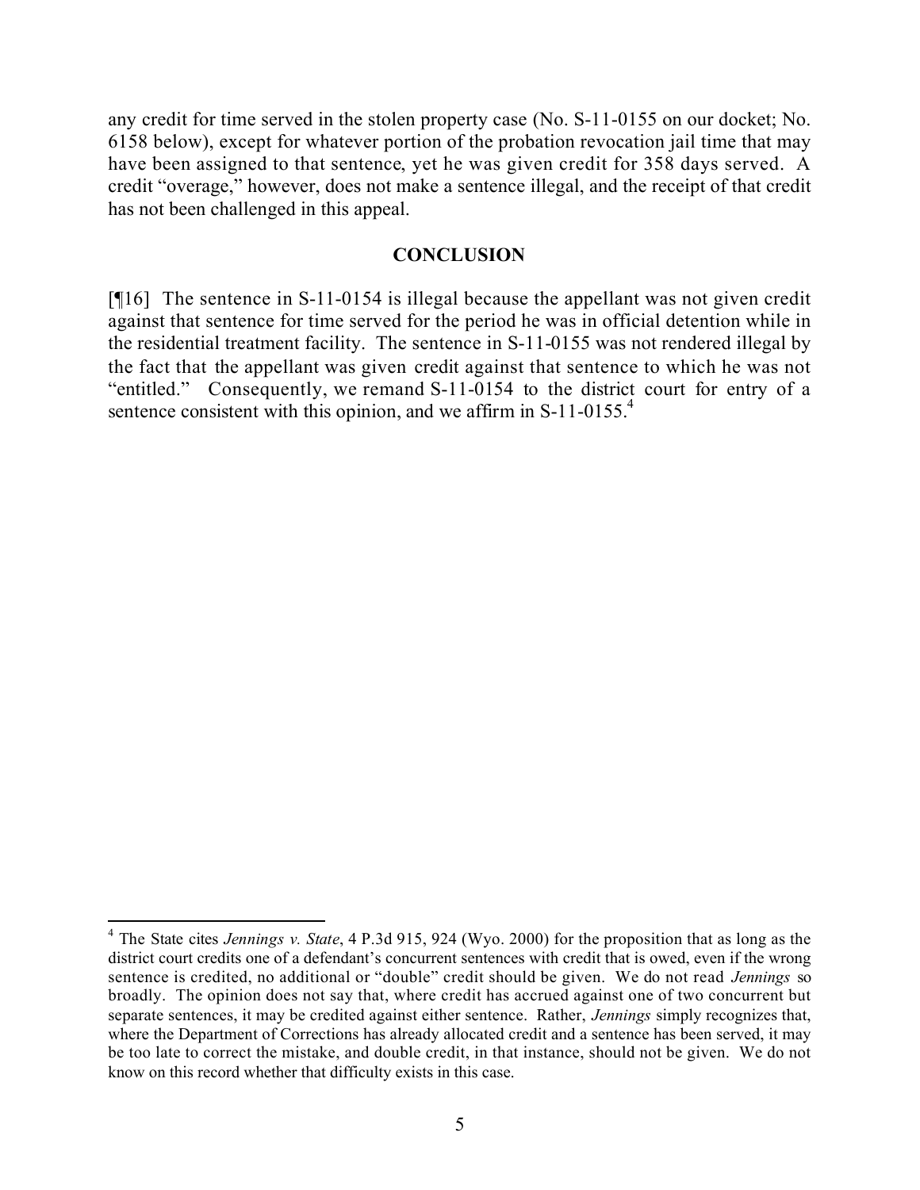any credit for time served in the stolen property case (No. S-11-0155 on our docket; No. 6158 below), except for whatever portion of the probation revocation jail time that may have been assigned to that sentence, yet he was given credit for 358 days served. A credit "overage," however, does not make a sentence illegal, and the receipt of that credit has not been challenged in this appeal.

## CONCLUSION

[¶16] The sentence in S-11-0154 is illegal because the appellant was not given credit against that sentence for time served for the period he was in official detention while in the residential treatment facility. The sentence in S-11-0155 was not rendered illegal by the fact that the appellant was given credit against that sentence to which he was not "entitled." Consequently, we remand S-11-0154 to the district court for entry of a sentence consistent with this opinion, and we affirm in S-11-0155.[4]

---

[4] The State cites *Jennings v. State*, 4 P.3d 915, 924 (Wyo. 2000) for the proposition that as long as the district court credits one of a defendant's concurrent sentences with credit that is owed, even if the wrong sentence is credited, no additional or "double" credit should be given. We do not read *Jennings* so broadly. The opinion does not say that, where credit has accrued against one of two concurrent but separate sentences, it may be credited against either sentence. Rather, *Jennings* simply recognizes that, where the Department of Corrections has already allocated credit and a sentence has been served, it may be too late to correct the mistake, and double credit, in that instance, should not be given. We do not know on this record whether that difficulty exists in this case.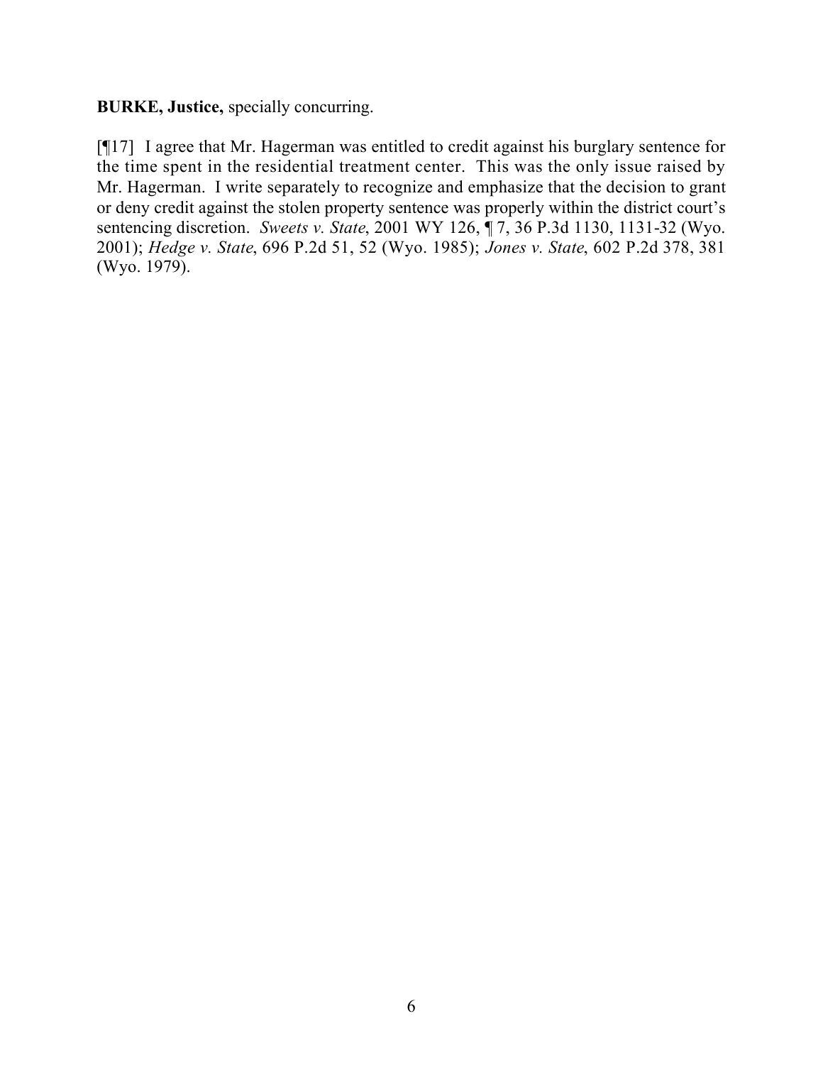**BURKE, Justice,** specially concurring.

[¶17] I agree that Mr. Hagerman was entitled to credit against his burglary sentence for the time spent in the residential treatment center. This was the only issue raised by Mr. Hagerman. I write separately to recognize and emphasize that the decision to grant or deny credit against the stolen property sentence was properly within the district court's sentencing discretion. *Sweets v. State*, 2001 WY 126, ¶ 7, 36 P.3d 1130, 1131-32 (Wyo. 2001); *Hedge v. State*, 696 P.2d 51, 52 (Wyo. 1985); *Jones v. State*, 602 P.2d 378, 381 (Wyo. 1979).